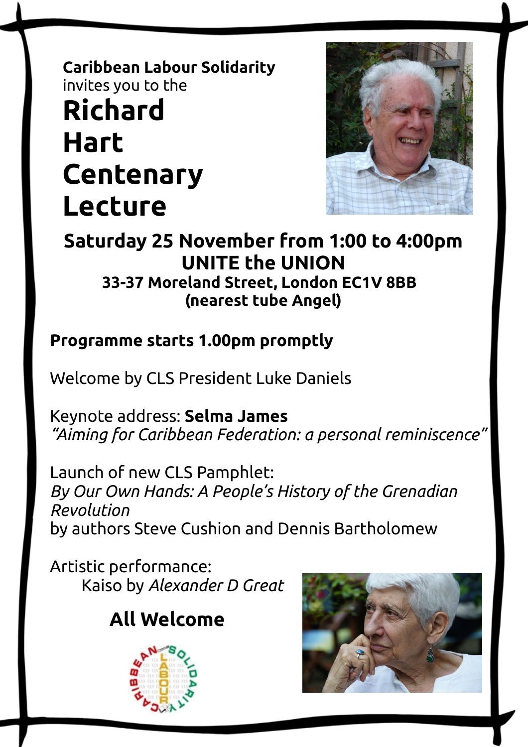**Caribbean Labour Solidarity**
invites you to the

# Richard Hart Centenary Lecture

## Saturday 25 November from 1:00 to 4:00pm

## UNITE the UNION

**33-37 Moreland Street, London EC1V 8BB**
**(nearest tube Angel)**

**Programme starts 1.00pm promptly**

Welcome by CLS President Luke Daniels

Keynote address: **Selma James**
*"Aiming for Caribbean Federation: a personal reminiscence"*

Launch of new CLS Pamphlet:
*By Our Own Hands: A People's History of the Grenadian Revolution*
by authors Steve Cushion and Dennis Bartholomew

Artistic performance:
Kaiso by *Alexander D Great*

**All Welcome**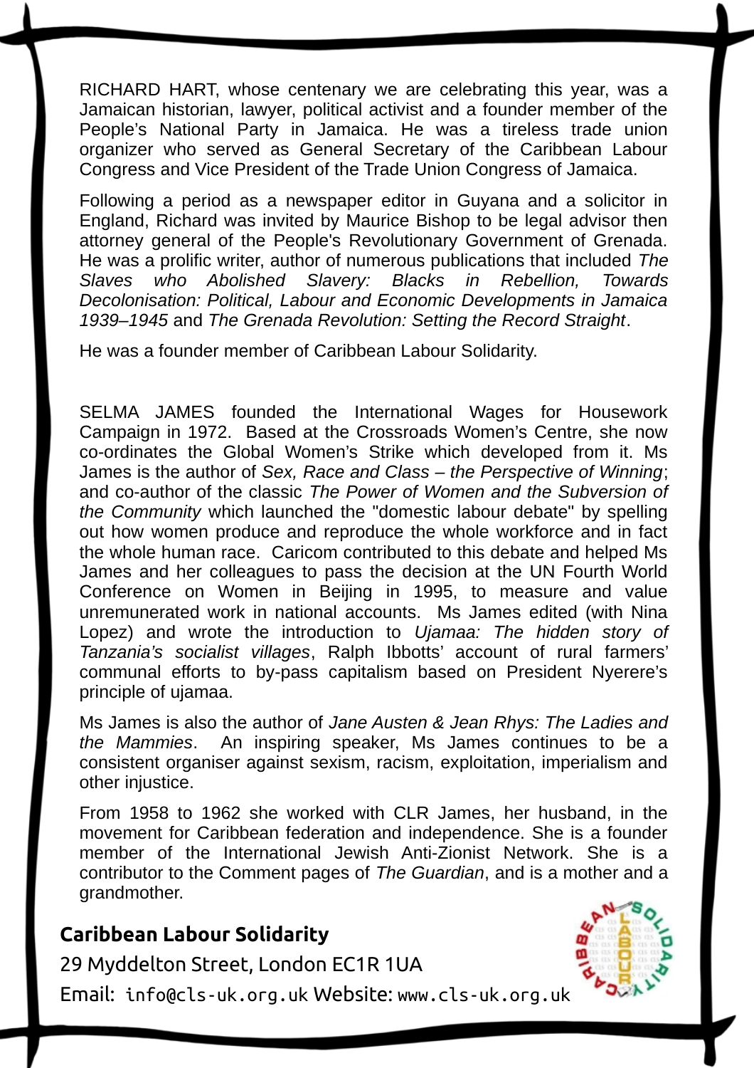RICHARD HART, whose centenary we are celebrating this year, was a Jamaican historian, lawyer, political activist and a founder member of the People's National Party in Jamaica. He was a tireless trade union organizer who served as General Secretary of the Caribbean Labour Congress and Vice President of the Trade Union Congress of Jamaica.

Following a period as a newspaper editor in Guyana and a solicitor in England, Richard was invited by Maurice Bishop to be legal advisor then attorney general of the People's Revolutionary Government of Grenada. He was a prolific writer, author of numerous publications that included *The Slaves who Abolished Slavery: Blacks in Rebellion, Towards Decolonisation: Political, Labour and Economic Developments in Jamaica 1939–1945* and *The Grenada Revolution: Setting the Record Straight*.

He was a founder member of Caribbean Labour Solidarity.

SELMA JAMES founded the International Wages for Housework Campaign in 1972. Based at the Crossroads Women's Centre, she now co-ordinates the Global Women's Strike which developed from it. Ms James is the author of *Sex, Race and Class – the Perspective of Winning*; and co-author of the classic *The Power of Women and the Subversion of the Community* which launched the "domestic labour debate" by spelling out how women produce and reproduce the whole workforce and in fact the whole human race. Caricom contributed to this debate and helped Ms James and her colleagues to pass the decision at the UN Fourth World Conference on Women in Beijing in 1995, to measure and value unremunerated work in national accounts. Ms James edited (with Nina Lopez) and wrote the introduction to *Ujamaa: The hidden story of Tanzania's socialist villages*, Ralph Ibbotts' account of rural farmers' communal efforts to by-pass capitalism based on President Nyerere's principle of ujamaa.

Ms James is also the author of *Jane Austen & Jean Rhys: The Ladies and the Mammies*. An inspiring speaker, Ms James continues to be a consistent organiser against sexism, racism, exploitation, imperialism and other injustice.

From 1958 to 1962 she worked with CLR James, her husband, in the movement for Caribbean federation and independence. She is a founder member of the International Jewish Anti-Zionist Network. She is a contributor to the Comment pages of *The Guardian*, and is a mother and a grandmother.

**Caribbean Labour Solidarity**

29 Myddelton Street, London EC1R 1UA

Email: info@cls-uk.org.uk Website: www.cls-uk.org.uk